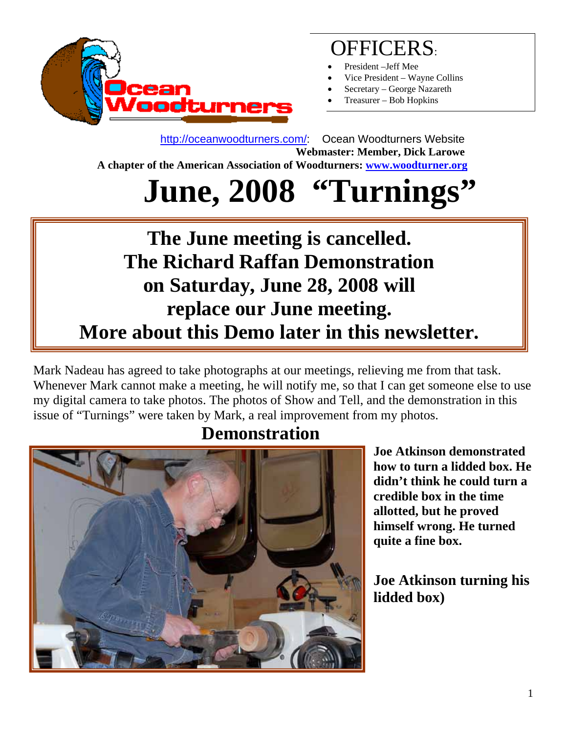# OFFICERS:

- President –Jeff Mee
- Vice President – Wayne Collins
- Secretary – George Nazareth
- Treasurer – Bob Hopkins

http://oceanwoodturners.com/: Ocean Woodturners Website
**Webmaster: Member, Dick Larowe**
**A chapter of the American Association of Woodturners: www.woodturner.org**

# June, 2008 "Turnings"

## The June meeting is cancelled. The Richard Raffan Demonstration on Saturday, June 28, 2008 will replace our June meeting. More about this Demo later in this newsletter.

Mark Nadeau has agreed to take photographs at our meetings, relieving me from that task. Whenever Mark cannot make a meeting, he will notify me, so that I can get someone else to use my digital camera to take photos. The photos of Show and Tell, and the demonstration in this issue of "Turnings" were taken by Mark, a real improvement from my photos.

## Demonstration

**Joe Atkinson demonstrated how to turn a lidded box. He didn't think he could turn a credible box in the time allotted, but he proved himself wrong. He turned quite a fine box.**

**Joe Atkinson turning his lidded box)**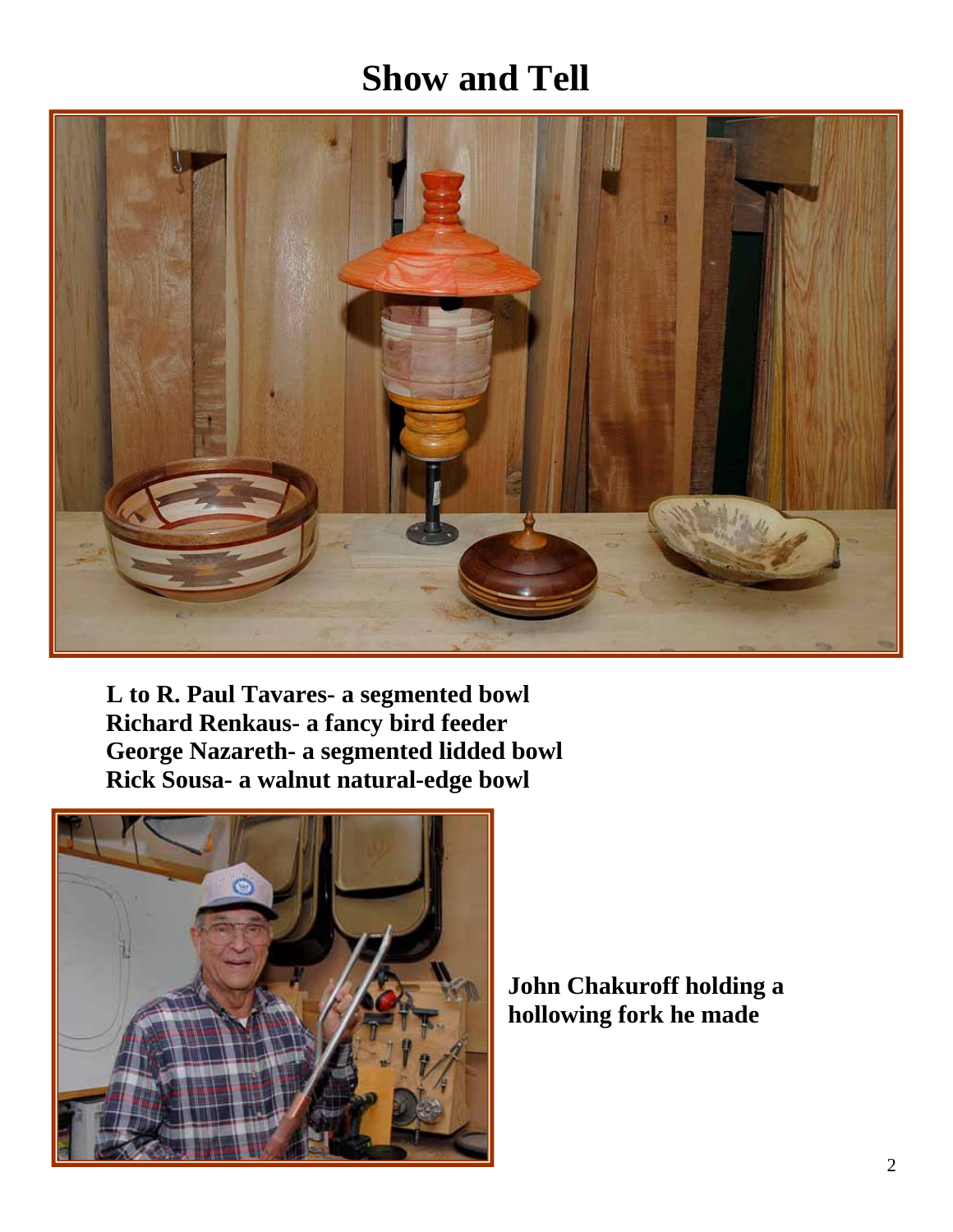# Show and Tell

**L to R. Paul Tavares- a segmented bowl**
**Richard Renkaus- a fancy bird feeder**
**George Nazareth- a segmented lidded bowl**
**Rick Sousa- a walnut natural-edge bowl**

**John Chakuroff holding a hollowing fork he made**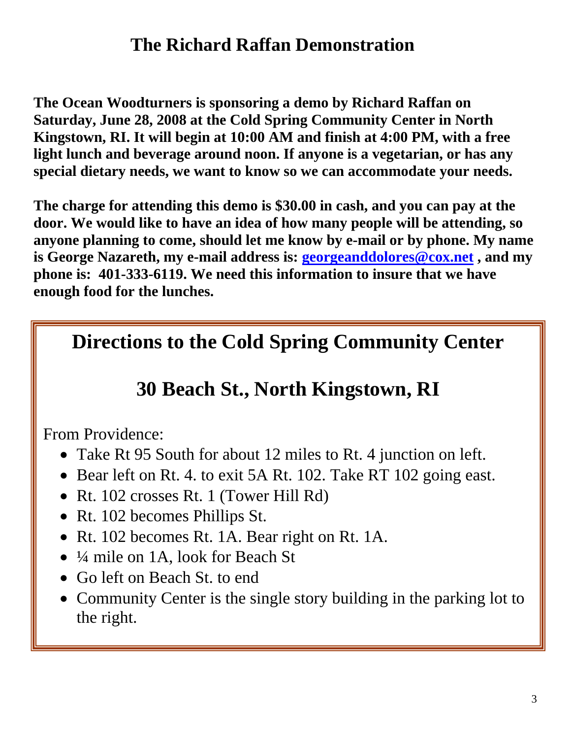# The Richard Raffan Demonstration

**The Ocean Woodturners is sponsoring a demo by Richard Raffan on Saturday, June 28, 2008 at the Cold Spring Community Center in North Kingstown, RI. It will begin at 10:00 AM and finish at 4:00 PM, with a free light lunch and beverage around noon. If anyone is a vegetarian, or has any special dietary needs, we want to know so we can accommodate your needs.**

**The charge for attending this demo is $30.00 in cash, and you can pay at the door. We would like to have an idea of how many people will be attending, so anyone planning to come, should let me know by e-mail or by phone. My name is George Nazareth, my e-mail address is: georgeanddolores@cox.net , and my phone is: 401-333-6119. We need this information to insure that we have enough food for the lunches.**

## Directions to the Cold Spring Community Center

## 30 Beach St., North Kingstown, RI

From Providence:

- Take Rt 95 South for about 12 miles to Rt. 4 junction on left.
- Bear left on Rt. 4. to exit 5A Rt. 102. Take RT 102 going east.
- Rt. 102 crosses Rt. 1 (Tower Hill Rd)
- Rt. 102 becomes Phillips St.
- Rt. 102 becomes Rt. 1A. Bear right on Rt. 1A.
- ¼ mile on 1A, look for Beach St
- Go left on Beach St. to end
- Community Center is the single story building in the parking lot to the right.